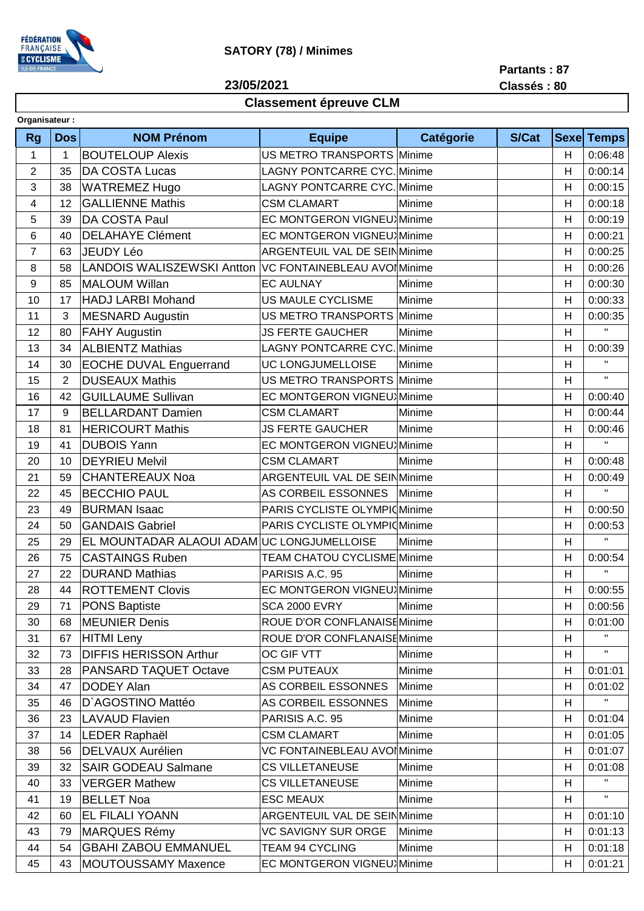**SATORY (78) / Minimes**

**Partants : 87**

**23/05/2021**

**Classés : 80**

## Classement épreuve CLM

**Organisateur :**

| Rg | Dos | NOM Prénom | Equipe | Catégorie | S/Cat | Sexe | Temps |
|---|---|---|---|---|---|---|---|
| 1 | 1 | BOUTELOUP Alexis | US METRO TRANSPORTS | Minime | | H | 0:06:48 |
| 2 | 35 | DA COSTA Lucas | LAGNY PONTCARRE CYC. | Minime | | H | 0:00:14 |
| 3 | 38 | WATREMEZ Hugo | LAGNY PONTCARRE CYC. | Minime | | H | 0:00:15 |
| 4 | 12 | GALLIENNE Mathis | CSM CLAMART | Minime | | H | 0:00:18 |
| 5 | 39 | DA COSTA Paul | EC MONTGERON VIGNEUX | Minime | | H | 0:00:19 |
| 6 | 40 | DELAHAYE Clément | EC MONTGERON VIGNEUX | Minime | | H | 0:00:21 |
| 7 | 63 | JEUDY Léo | ARGENTEUIL VAL DE SEIN | Minime | | H | 0:00:25 |
| 8 | 58 | LANDOIS WALISZEWSKI Antton | VC FONTAINEBLEAU AVON | Minime | | H | 0:00:26 |
| 9 | 85 | MALOUM Willan | EC AULNAY | Minime | | H | 0:00:30 |
| 10 | 17 | HADJ LARBI Mohand | US MAULE CYCLISME | Minime | | H | 0:00:33 |
| 11 | 3 | MESNARD Augustin | US METRO TRANSPORTS | Minime | | H | 0:00:35 |
| 12 | 80 | FAHY Augustin | JS FERTE GAUCHER | Minime | | H | " |
| 13 | 34 | ALBIENTZ Mathias | LAGNY PONTCARRE CYC. | Minime | | H | 0:00:39 |
| 14 | 30 | EOCHE DUVAL Enguerrand | UC LONGJUMELLOISE | Minime | | H | " |
| 15 | 2 | DUSEAUX Mathis | US METRO TRANSPORTS | Minime | | H | " |
| 16 | 42 | GUILLAUME Sullivan | EC MONTGERON VIGNEUX | Minime | | H | 0:00:40 |
| 17 | 9 | BELLARDANT Damien | CSM CLAMART | Minime | | H | 0:00:44 |
| 18 | 81 | HERICOURT Mathis | JS FERTE GAUCHER | Minime | | H | 0:00:46 |
| 19 | 41 | DUBOIS Yann | EC MONTGERON VIGNEUX | Minime | | H | " |
| 20 | 10 | DEYRIEU Melvil | CSM CLAMART | Minime | | H | 0:00:48 |
| 21 | 59 | CHANTEREAUX Noa | ARGENTEUIL VAL DE SEIN | Minime | | H | 0:00:49 |
| 22 | 45 | BECCHIO PAUL | AS CORBEIL ESSONNES | Minime | | H | " |
| 23 | 49 | BURMAN Isaac | PARIS CYCLISTE OLYMPIC | Minime | | H | 0:00:50 |
| 24 | 50 | GANDAIS Gabriel | PARIS CYCLISTE OLYMPIC | Minime | | H | 0:00:53 |
| 25 | 29 | EL MOUNTADAR ALAOUI ADAM | UC LONGJUMELLOISE | Minime | | H | " |
| 26 | 75 | CASTAINGS Ruben | TEAM CHATOU CYCLISME | Minime | | H | 0:00:54 |
| 27 | 22 | DURAND Mathias | PARISIS A.C. 95 | Minime | | H | " |
| 28 | 44 | ROTTEMENT Clovis | EC MONTGERON VIGNEUX | Minime | | H | 0:00:55 |
| 29 | 71 | PONS Baptiste | SCA 2000 EVRY | Minime | | H | 0:00:56 |
| 30 | 68 | MEUNIER Denis | ROUE D'OR CONFLANAISE | Minime | | H | 0:01:00 |
| 31 | 67 | HITMI Leny | ROUE D'OR CONFLANAISE | Minime | | H | " |
| 32 | 73 | DIFFIS HERISSON Arthur | OC GIF VTT | Minime | | H | " |
| 33 | 28 | PANSARD TAQUET Octave | CSM PUTEAUX | Minime | | H | 0:01:01 |
| 34 | 47 | DODEY Alan | AS CORBEIL ESSONNES | Minime | | H | 0:01:02 |
| 35 | 46 | D`AGOSTINO Mattéo | AS CORBEIL ESSONNES | Minime | | H | " |
| 36 | 23 | LAVAUD Flavien | PARISIS A.C. 95 | Minime | | H | 0:01:04 |
| 37 | 14 | LEDER Raphaël | CSM CLAMART | Minime | | H | 0:01:05 |
| 38 | 56 | DELVAUX Aurélien | VC FONTAINEBLEAU AVON | Minime | | H | 0:01:07 |
| 39 | 32 | SAIR GODEAU Salmane | CS VILLETANEUSE | Minime | | H | 0:01:08 |
| 40 | 33 | VERGER Mathew | CS VILLETANEUSE | Minime | | H | " |
| 41 | 19 | BELLET Noa | ESC MEAUX | Minime | | H | " |
| 42 | 60 | EL FILALI YOANN | ARGENTEUIL VAL DE SEIN | Minime | | H | 0:01:10 |
| 43 | 79 | MARQUES Rémy | VC SAVIGNY SUR ORGE | Minime | | H | 0:01:13 |
| 44 | 54 | GBAHI ZABOU EMMANUEL | TEAM 94 CYCLING | Minime | | H | 0:01:18 |
| 45 | 43 | MOUTOUSSAMY Maxence | EC MONTGERON VIGNEUX | Minime | | H | 0:01:21 |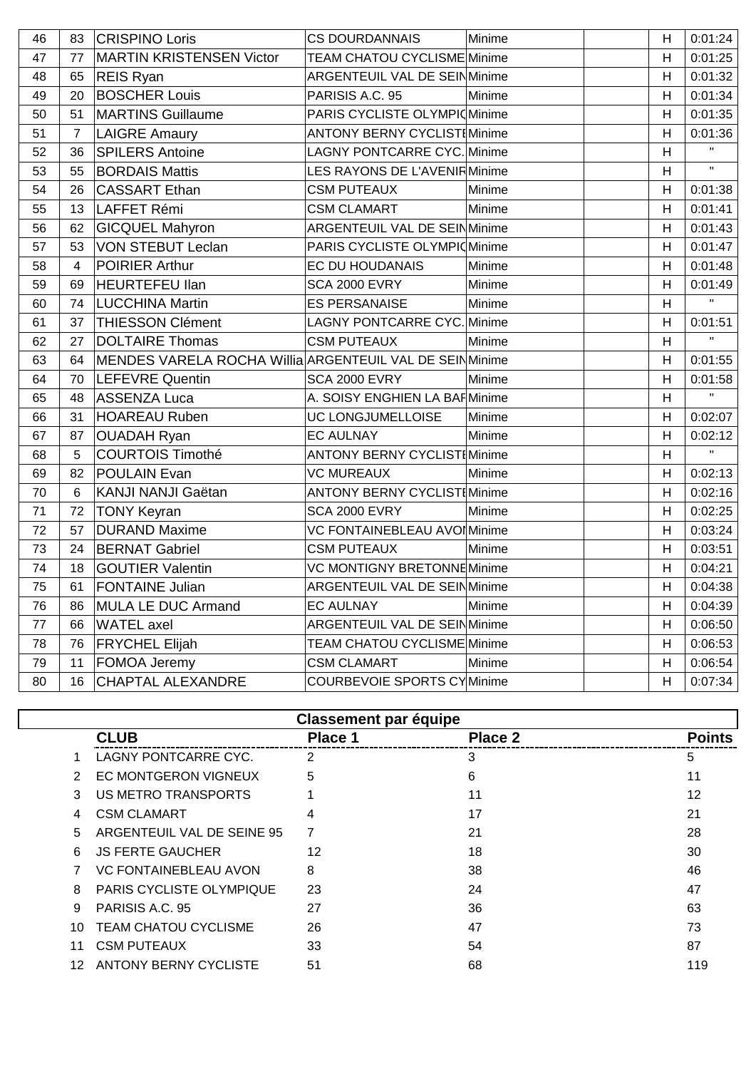| | | | | | | | |
|---|---|---|---|---|---|---|---|
| 46 | 83 | CRISPINO Loris | CS DOURDANNAIS | Minime | | H | 0:01:24 |
| 47 | 77 | MARTIN KRISTENSEN Victor | TEAM CHATOU CYCLISME | Minime | | H | 0:01:25 |
| 48 | 65 | REIS Ryan | ARGENTEUIL VAL DE SEIN | Minime | | H | 0:01:32 |
| 49 | 20 | BOSCHER Louis | PARISIS A.C. 95 | Minime | | H | 0:01:34 |
| 50 | 51 | MARTINS Guillaume | PARIS CYCLISTE OLYMPIQ | Minime | | H | 0:01:35 |
| 51 | 7 | LAIGRE Amaury | ANTONY BERNY CYCLISTE | Minime | | H | 0:01:36 |
| 52 | 36 | SPILERS Antoine | LAGNY PONTCARRE CYC. | Minime | | H | " |
| 53 | 55 | BORDAIS Mattis | LES RAYONS DE L'AVENIR | Minime | | H | " |
| 54 | 26 | CASSART Ethan | CSM PUTEAUX | Minime | | H | 0:01:38 |
| 55 | 13 | LAFFET Rémi | CSM CLAMART | Minime | | H | 0:01:41 |
| 56 | 62 | GICQUEL Mahyron | ARGENTEUIL VAL DE SEIN | Minime | | H | 0:01:43 |
| 57 | 53 | VON STEBUT Leclan | PARIS CYCLISTE OLYMPIQ | Minime | | H | 0:01:47 |
| 58 | 4 | POIRIER Arthur | EC DU HOUDANAIS | Minime | | H | 0:01:48 |
| 59 | 69 | HEURTEFEU Ilan | SCA 2000 EVRY | Minime | | H | 0:01:49 |
| 60 | 74 | LUCCHINA Martin | ES PERSANAISE | Minime | | H | " |
| 61 | 37 | THIESSON Clément | LAGNY PONTCARRE CYC. | Minime | | H | 0:01:51 |
| 62 | 27 | DOLTAIRE Thomas | CSM PUTEAUX | Minime | | H | " |
| 63 | 64 | MENDES VARELA ROCHA Willia | ARGENTEUIL VAL DE SEIN | Minime | | H | 0:01:55 |
| 64 | 70 | LEFEVRE Quentin | SCA 2000 EVRY | Minime | | H | 0:01:58 |
| 65 | 48 | ASSENZA Luca | A. SOISY ENGHIEN LA BAR | Minime | | H | " |
| 66 | 31 | HOAREAU Ruben | UC LONGJUMELLOISE | Minime | | H | 0:02:07 |
| 67 | 87 | OUADAH Ryan | EC AULNAY | Minime | | H | 0:02:12 |
| 68 | 5 | COURTOIS Timothé | ANTONY BERNY CYCLISTE | Minime | | H | " |
| 69 | 82 | POULAIN Evan | VC MUREAUX | Minime | | H | 0:02:13 |
| 70 | 6 | KANJI NANJI Gaëtan | ANTONY BERNY CYCLISTE | Minime | | H | 0:02:16 |
| 71 | 72 | TONY Keyran | SCA 2000 EVRY | Minime | | H | 0:02:25 |
| 72 | 57 | DURAND Maxime | VC FONTAINEBLEAU AVON | Minime | | H | 0:03:24 |
| 73 | 24 | BERNAT Gabriel | CSM PUTEAUX | Minime | | H | 0:03:51 |
| 74 | 18 | GOUTIER Valentin | VC MONTIGNY BRETONNE | Minime | | H | 0:04:21 |
| 75 | 61 | FONTAINE Julian | ARGENTEUIL VAL DE SEIN | Minime | | H | 0:04:38 |
| 76 | 86 | MULA LE DUC Armand | EC AULNAY | Minime | | H | 0:04:39 |
| 77 | 66 | WATEL axel | ARGENTEUIL VAL DE SEIN | Minime | | H | 0:06:50 |
| 78 | 76 | FRYCHEL Elijah | TEAM CHATOU CYCLISME | Minime | | H | 0:06:53 |
| 79 | 11 | FOMOA Jeremy | CSM CLAMART | Minime | | H | 0:06:54 |
| 80 | 16 | CHAPTAL ALEXANDRE | COURBEVOIE SPORTS CY | Minime | | H | 0:07:34 |

## Classement par équipe

| | CLUB | Place 1 | Place 2 | Points |
|---|---|---|---|---|
| 1 | LAGNY PONTCARRE CYC. | 2 | 3 | 5 |
| 2 | EC MONTGERON VIGNEUX | 5 | 6 | 11 |
| 3 | US METRO TRANSPORTS | 1 | 11 | 12 |
| 4 | CSM CLAMART | 4 | 17 | 21 |
| 5 | ARGENTEUIL VAL DE SEINE 95 | 7 | 21 | 28 |
| 6 | JS FERTE GAUCHER | 12 | 18 | 30 |
| 7 | VC FONTAINEBLEAU AVON | 8 | 38 | 46 |
| 8 | PARIS CYCLISTE OLYMPIQUE | 23 | 24 | 47 |
| 9 | PARISIS A.C. 95 | 27 | 36 | 63 |
| 10 | TEAM CHATOU CYCLISME | 26 | 47 | 73 |
| 11 | CSM PUTEAUX | 33 | 54 | 87 |
| 12 | ANTONY BERNY CYCLISTE | 51 | 68 | 119 |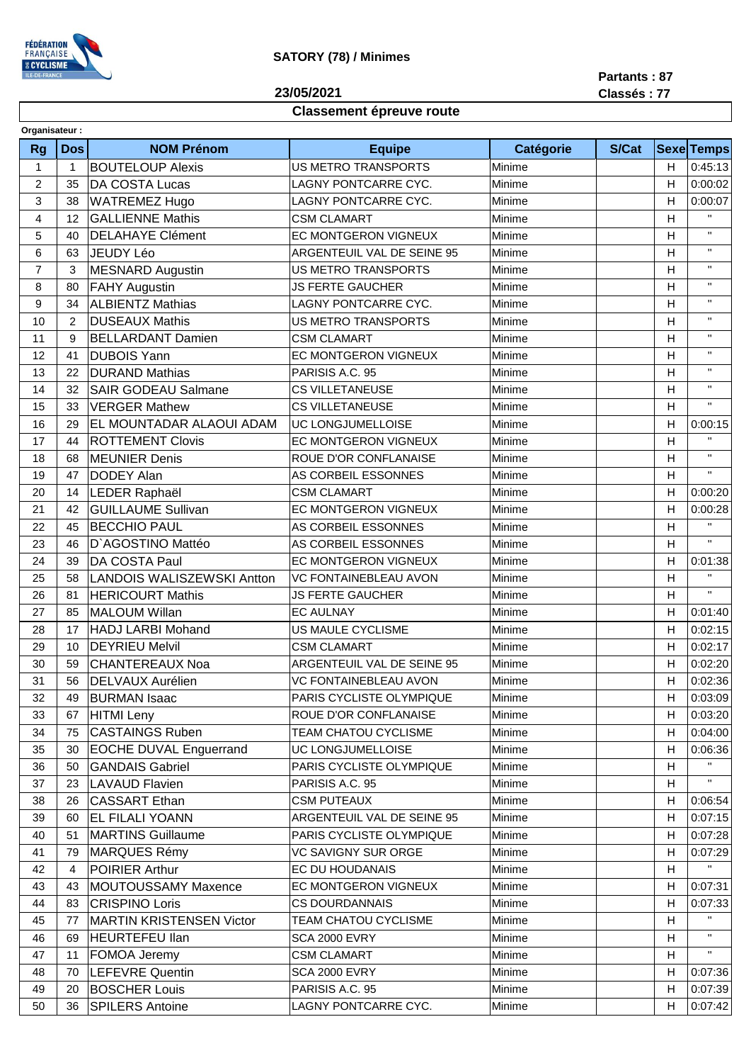**SATORY (78) / Minimes**

**23/05/2021**

**Partants : 87**
**Classés : 77**

## Classement épreuve route

**Organisateur :**

| Rg | Dos | NOM Prénom | Equipe | Catégorie | S/Cat | Sexe | Temps |
|---|---|---|---|---|---|---|---|
| 1 | 1 | BOUTELOUP Alexis | US METRO TRANSPORTS | Minime | | H | 0:45:13 |
| 2 | 35 | DA COSTA Lucas | LAGNY PONTCARRE CYC. | Minime | | H | 0:00:02 |
| 3 | 38 | WATREMEZ Hugo | LAGNY PONTCARRE CYC. | Minime | | H | 0:00:07 |
| 4 | 12 | GALLIENNE Mathis | CSM CLAMART | Minime | | H | " |
| 5 | 40 | DELAHAYE Clément | EC MONTGERON VIGNEUX | Minime | | H | " |
| 6 | 63 | JEUDY Léo | ARGENTEUIL VAL DE SEINE 95 | Minime | | H | " |
| 7 | 3 | MESNARD Augustin | US METRO TRANSPORTS | Minime | | H | " |
| 8 | 80 | FAHY Augustin | JS FERTE GAUCHER | Minime | | H | " |
| 9 | 34 | ALBIENTZ Mathias | LAGNY PONTCARRE CYC. | Minime | | H | " |
| 10 | 2 | DUSEAUX Mathis | US METRO TRANSPORTS | Minime | | H | " |
| 11 | 9 | BELLARDANT Damien | CSM CLAMART | Minime | | H | " |
| 12 | 41 | DUBOIS Yann | EC MONTGERON VIGNEUX | Minime | | H | " |
| 13 | 22 | DURAND Mathias | PARISIS A.C. 95 | Minime | | H | " |
| 14 | 32 | SAIR GODEAU Salmane | CS VILLETANEUSE | Minime | | H | " |
| 15 | 33 | VERGER Mathew | CS VILLETANEUSE | Minime | | H | " |
| 16 | 29 | EL MOUNTADAR ALAOUI ADAM | UC LONGJUMELLOISE | Minime | | H | 0:00:15 |
| 17 | 44 | ROTTEMENT Clovis | EC MONTGERON VIGNEUX | Minime | | H | " |
| 18 | 68 | MEUNIER Denis | ROUE D'OR CONFLANAISE | Minime | | H | " |
| 19 | 47 | DODEY Alan | AS CORBEIL ESSONNES | Minime | | H | " |
| 20 | 14 | LEDER Raphaël | CSM CLAMART | Minime | | H | 0:00:20 |
| 21 | 42 | GUILLAUME Sullivan | EC MONTGERON VIGNEUX | Minime | | H | 0:00:28 |
| 22 | 45 | BECCHIO PAUL | AS CORBEIL ESSONNES | Minime | | H | " |
| 23 | 46 | D`AGOSTINO Mattéo | AS CORBEIL ESSONNES | Minime | | H | " |
| 24 | 39 | DA COSTA Paul | EC MONTGERON VIGNEUX | Minime | | H | 0:01:38 |
| 25 | 58 | LANDOIS WALISZEWSKI Antton | VC FONTAINEBLEAU AVON | Minime | | H | " |
| 26 | 81 | HERICOURT Mathis | JS FERTE GAUCHER | Minime | | H | " |
| 27 | 85 | MALOUM Willan | EC AULNAY | Minime | | H | 0:01:40 |
| 28 | 17 | HADJ LARBI Mohand | US MAULE CYCLISME | Minime | | H | 0:02:15 |
| 29 | 10 | DEYRIEU Melvil | CSM CLAMART | Minime | | H | 0:02:17 |
| 30 | 59 | CHANTEREAUX Noa | ARGENTEUIL VAL DE SEINE 95 | Minime | | H | 0:02:20 |
| 31 | 56 | DELVAUX Aurélien | VC FONTAINEBLEAU AVON | Minime | | H | 0:02:36 |
| 32 | 49 | BURMAN Isaac | PARIS CYCLISTE OLYMPIQUE | Minime | | H | 0:03:09 |
| 33 | 67 | HITMI Leny | ROUE D'OR CONFLANAISE | Minime | | H | 0:03:20 |
| 34 | 75 | CASTAINGS Ruben | TEAM CHATOU CYCLISME | Minime | | H | 0:04:00 |
| 35 | 30 | EOCHE DUVAL Enguerrand | UC LONGJUMELLOISE | Minime | | H | 0:06:36 |
| 36 | 50 | GANDAIS Gabriel | PARIS CYCLISTE OLYMPIQUE | Minime | | H | " |
| 37 | 23 | LAVAUD Flavien | PARISIS A.C. 95 | Minime | | H | " |
| 38 | 26 | CASSART Ethan | CSM PUTEAUX | Minime | | H | 0:06:54 |
| 39 | 60 | EL FILALI YOANN | ARGENTEUIL VAL DE SEINE 95 | Minime | | H | 0:07:15 |
| 40 | 51 | MARTINS Guillaume | PARIS CYCLISTE OLYMPIQUE | Minime | | H | 0:07:28 |
| 41 | 79 | MARQUES Rémy | VC SAVIGNY SUR ORGE | Minime | | H | 0:07:29 |
| 42 | 4 | POIRIER Arthur | EC DU HOUDANAIS | Minime | | H | " |
| 43 | 43 | MOUTOUSSAMY Maxence | EC MONTGERON VIGNEUX | Minime | | H | 0:07:31 |
| 44 | 83 | CRISPINO Loris | CS DOURDANNAIS | Minime | | H | 0:07:33 |
| 45 | 77 | MARTIN KRISTENSEN Victor | TEAM CHATOU CYCLISME | Minime | | H | " |
| 46 | 69 | HEURTEFEU Ilan | SCA 2000 EVRY | Minime | | H | " |
| 47 | 11 | FOMOA Jeremy | CSM CLAMART | Minime | | H | " |
| 48 | 70 | LEFEVRE Quentin | SCA 2000 EVRY | Minime | | H | 0:07:36 |
| 49 | 20 | BOSCHER Louis | PARISIS A.C. 95 | Minime | | H | 0:07:39 |
| 50 | 36 | SPILERS Antoine | LAGNY PONTCARRE CYC. | Minime | | H | 0:07:42 |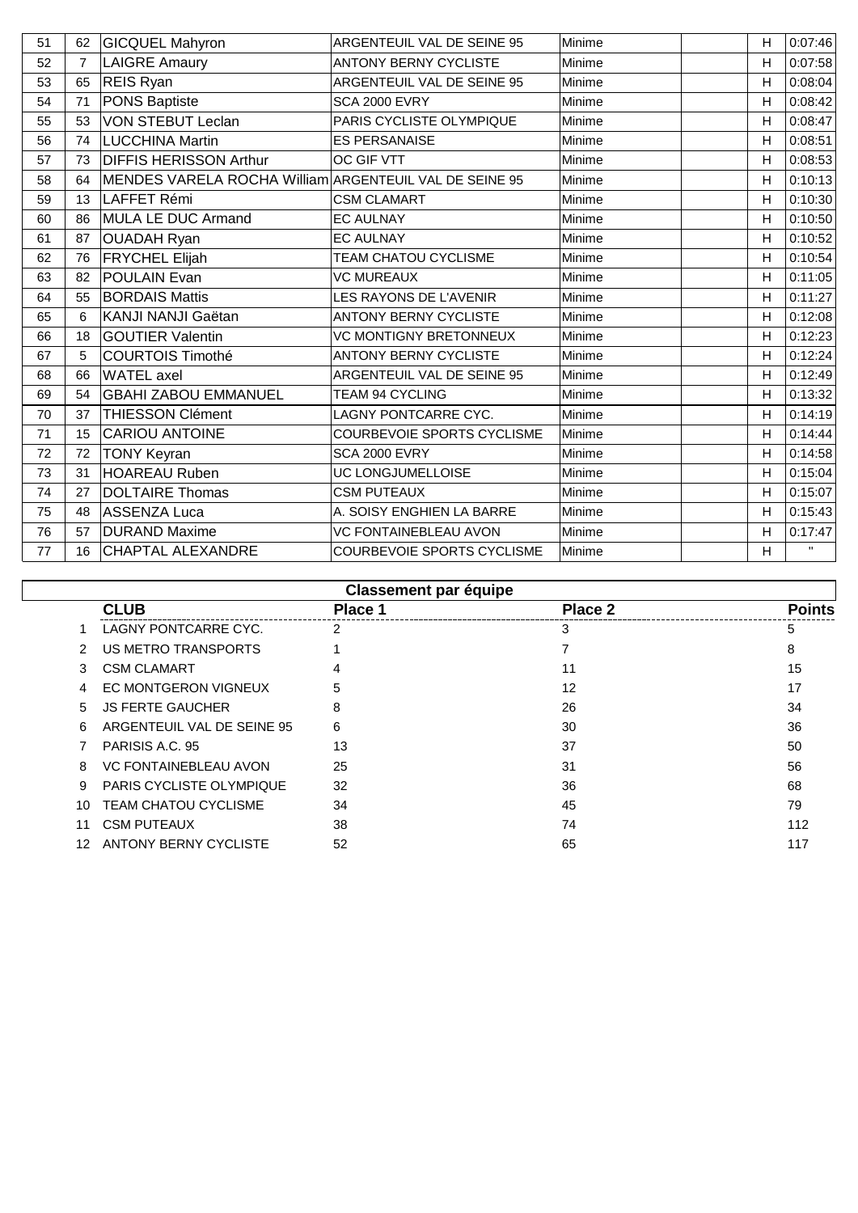| 51 | 62 | GICQUEL Mahyron | ARGENTEUIL VAL DE SEINE 95 | Minime | | H | 0:07:46 |
|---|---|---|---|---|---|---|---|
| 52 | 7 | LAIGRE Amaury | ANTONY BERNY CYCLISTE | Minime | | H | 0:07:58 |
| 53 | 65 | REIS Ryan | ARGENTEUIL VAL DE SEINE 95 | Minime | | H | 0:08:04 |
| 54 | 71 | PONS Baptiste | SCA 2000 EVRY | Minime | | H | 0:08:42 |
| 55 | 53 | VON STEBUT Leclan | PARIS CYCLISTE OLYMPIQUE | Minime | | H | 0:08:47 |
| 56 | 74 | LUCCHINA Martin | ES PERSANAISE | Minime | | H | 0:08:51 |
| 57 | 73 | DIFFIS HERISSON Arthur | OC GIF VTT | Minime | | H | 0:08:53 |
| 58 | 64 | MENDES VARELA ROCHA William | ARGENTEUIL VAL DE SEINE 95 | Minime | | H | 0:10:13 |
| 59 | 13 | LAFFET Rémi | CSM CLAMART | Minime | | H | 0:10:30 |
| 60 | 86 | MULA LE DUC Armand | EC AULNAY | Minime | | H | 0:10:50 |
| 61 | 87 | OUADAH Ryan | EC AULNAY | Minime | | H | 0:10:52 |
| 62 | 76 | FRYCHEL Elijah | TEAM CHATOU CYCLISME | Minime | | H | 0:10:54 |
| 63 | 82 | POULAIN Evan | VC MUREAUX | Minime | | H | 0:11:05 |
| 64 | 55 | BORDAIS Mattis | LES RAYONS DE L'AVENIR | Minime | | H | 0:11:27 |
| 65 | 6 | KANJI NANJI Gaëtan | ANTONY BERNY CYCLISTE | Minime | | H | 0:12:08 |
| 66 | 18 | GOUTIER Valentin | VC MONTIGNY BRETONNEUX | Minime | | H | 0:12:23 |
| 67 | 5 | COURTOIS Timothé | ANTONY BERNY CYCLISTE | Minime | | H | 0:12:24 |
| 68 | 66 | WATEL axel | ARGENTEUIL VAL DE SEINE 95 | Minime | | H | 0:12:49 |
| 69 | 54 | GBAHI ZABOU EMMANUEL | TEAM 94 CYCLING | Minime | | H | 0:13:32 |
| 70 | 37 | THIESSON Clément | LAGNY PONTCARRE CYC. | Minime | | H | 0:14:19 |
| 71 | 15 | CARIOU ANTOINE | COURBEVOIE SPORTS CYCLISME | Minime | | H | 0:14:44 |
| 72 | 72 | TONY Keyran | SCA 2000 EVRY | Minime | | H | 0:14:58 |
| 73 | 31 | HOAREAU Ruben | UC LONGJUMELLOISE | Minime | | H | 0:15:04 |
| 74 | 27 | DOLTAIRE Thomas | CSM PUTEAUX | Minime | | H | 0:15:07 |
| 75 | 48 | ASSENZA Luca | A. SOISY ENGHIEN LA BARRE | Minime | | H | 0:15:43 |
| 76 | 57 | DURAND Maxime | VC FONTAINEBLEAU AVON | Minime | | H | 0:17:47 |
| 77 | 16 | CHAPTAL ALEXANDRE | COURBEVOIE SPORTS CYCLISME | Minime | | H | " |

## Classement par équipe

| | CLUB | Place 1 | Place 2 | Points |
|---|---|---|---|---|
| 1 | LAGNY PONTCARRE CYC. | 2 | 3 | 5 |
| 2 | US METRO TRANSPORTS | 1 | 7 | 8 |
| 3 | CSM CLAMART | 4 | 11 | 15 |
| 4 | EC MONTGERON VIGNEUX | 5 | 12 | 17 |
| 5 | JS FERTE GAUCHER | 8 | 26 | 34 |
| 6 | ARGENTEUIL VAL DE SEINE 95 | 6 | 30 | 36 |
| 7 | PARISIS A.C. 95 | 13 | 37 | 50 |
| 8 | VC FONTAINEBLEAU AVON | 25 | 31 | 56 |
| 9 | PARIS CYCLISTE OLYMPIQUE | 32 | 36 | 68 |
| 10 | TEAM CHATOU CYCLISME | 34 | 45 | 79 |
| 11 | CSM PUTEAUX | 38 | 74 | 112 |
| 12 | ANTONY BERNY CYCLISTE | 52 | 65 | 117 |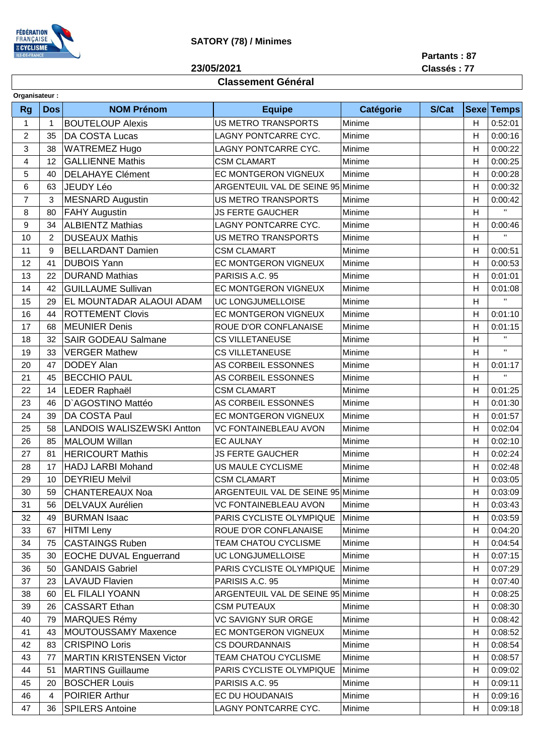**SATORY (78) / Minimes**

**23/05/2021**

**Partants : 87**
**Classés : 77**

## Classement Général

**Organisateur :**

| Rg | Dos | NOM Prénom | Equipe | Catégorie | S/Cat | Sexe | Temps |
|---|---|---|---|---|---|---|---|
| 1 | 1 | BOUTELOUP Alexis | US METRO TRANSPORTS | Minime | | H | 0:52:01 |
| 2 | 35 | DA COSTA Lucas | LAGNY PONTCARRE CYC. | Minime | | H | 0:00:16 |
| 3 | 38 | WATREMEZ Hugo | LAGNY PONTCARRE CYC. | Minime | | H | 0:00:22 |
| 4 | 12 | GALLIENNE Mathis | CSM CLAMART | Minime | | H | 0:00:25 |
| 5 | 40 | DELAHAYE Clément | EC MONTGERON VIGNEUX | Minime | | H | 0:00:28 |
| 6 | 63 | JEUDY Léo | ARGENTEUIL VAL DE SEINE 95 | Minime | | H | 0:00:32 |
| 7 | 3 | MESNARD Augustin | US METRO TRANSPORTS | Minime | | H | 0:00:42 |
| 8 | 80 | FAHY Augustin | JS FERTE GAUCHER | Minime | | H | " |
| 9 | 34 | ALBIENTZ Mathias | LAGNY PONTCARRE CYC. | Minime | | H | 0:00:46 |
| 10 | 2 | DUSEAUX Mathis | US METRO TRANSPORTS | Minime | | H | " |
| 11 | 9 | BELLARDANT Damien | CSM CLAMART | Minime | | H | 0:00:51 |
| 12 | 41 | DUBOIS Yann | EC MONTGERON VIGNEUX | Minime | | H | 0:00:53 |
| 13 | 22 | DURAND Mathias | PARISIS A.C. 95 | Minime | | H | 0:01:01 |
| 14 | 42 | GUILLAUME Sullivan | EC MONTGERON VIGNEUX | Minime | | H | 0:01:08 |
| 15 | 29 | EL MOUNTADAR ALAOUI ADAM | UC LONGJUMELLOISE | Minime | | H | " |
| 16 | 44 | ROTTEMENT Clovis | EC MONTGERON VIGNEUX | Minime | | H | 0:01:10 |
| 17 | 68 | MEUNIER Denis | ROUE D'OR CONFLANAISE | Minime | | H | 0:01:15 |
| 18 | 32 | SAIR GODEAU Salmane | CS VILLETANEUSE | Minime | | H | " |
| 19 | 33 | VERGER Mathew | CS VILLETANEUSE | Minime | | H | " |
| 20 | 47 | DODEY Alan | AS CORBEIL ESSONNES | Minime | | H | 0:01:17 |
| 21 | 45 | BECCHIO PAUL | AS CORBEIL ESSONNES | Minime | | H | " |
| 22 | 14 | LEDER Raphaël | CSM CLAMART | Minime | | H | 0:01:25 |
| 23 | 46 | D`AGOSTINO Mattéo | AS CORBEIL ESSONNES | Minime | | H | 0:01:30 |
| 24 | 39 | DA COSTA Paul | EC MONTGERON VIGNEUX | Minime | | H | 0:01:57 |
| 25 | 58 | LANDOIS WALISZEWSKI Antton | VC FONTAINEBLEAU AVON | Minime | | H | 0:02:04 |
| 26 | 85 | MALOUM Willan | EC AULNAY | Minime | | H | 0:02:10 |
| 27 | 81 | HERICOURT Mathis | JS FERTE GAUCHER | Minime | | H | 0:02:24 |
| 28 | 17 | HADJ LARBI Mohand | US MAULE CYCLISME | Minime | | H | 0:02:48 |
| 29 | 10 | DEYRIEU Melvil | CSM CLAMART | Minime | | H | 0:03:05 |
| 30 | 59 | CHANTEREAUX Noa | ARGENTEUIL VAL DE SEINE 95 | Minime | | H | 0:03:09 |
| 31 | 56 | DELVAUX Aurélien | VC FONTAINEBLEAU AVON | Minime | | H | 0:03:43 |
| 32 | 49 | BURMAN Isaac | PARIS CYCLISTE OLYMPIQUE | Minime | | H | 0:03:59 |
| 33 | 67 | HITMI Leny | ROUE D'OR CONFLANAISE | Minime | | H | 0:04:20 |
| 34 | 75 | CASTAINGS Ruben | TEAM CHATOU CYCLISME | Minime | | H | 0:04:54 |
| 35 | 30 | EOCHE DUVAL Enguerrand | UC LONGJUMELLOISE | Minime | | H | 0:07:15 |
| 36 | 50 | GANDAIS Gabriel | PARIS CYCLISTE OLYMPIQUE | Minime | | H | 0:07:29 |
| 37 | 23 | LAVAUD Flavien | PARISIS A.C. 95 | Minime | | H | 0:07:40 |
| 38 | 60 | EL FILALI YOANN | ARGENTEUIL VAL DE SEINE 95 | Minime | | H | 0:08:25 |
| 39 | 26 | CASSART Ethan | CSM PUTEAUX | Minime | | H | 0:08:30 |
| 40 | 79 | MARQUES Rémy | VC SAVIGNY SUR ORGE | Minime | | H | 0:08:42 |
| 41 | 43 | MOUTOUSSAMY Maxence | EC MONTGERON VIGNEUX | Minime | | H | 0:08:52 |
| 42 | 83 | CRISPINO Loris | CS DOURDANNAIS | Minime | | H | 0:08:54 |
| 43 | 77 | MARTIN KRISTENSEN Victor | TEAM CHATOU CYCLISME | Minime | | H | 0:08:57 |
| 44 | 51 | MARTINS Guillaume | PARIS CYCLISTE OLYMPIQUE | Minime | | H | 0:09:02 |
| 45 | 20 | BOSCHER Louis | PARISIS A.C. 95 | Minime | | H | 0:09:11 |
| 46 | 4 | POIRIER Arthur | EC DU HOUDANAIS | Minime | | H | 0:09:16 |
| 47 | 36 | SPILERS Antoine | LAGNY PONTCARRE CYC. | Minime | | H | 0:09:18 |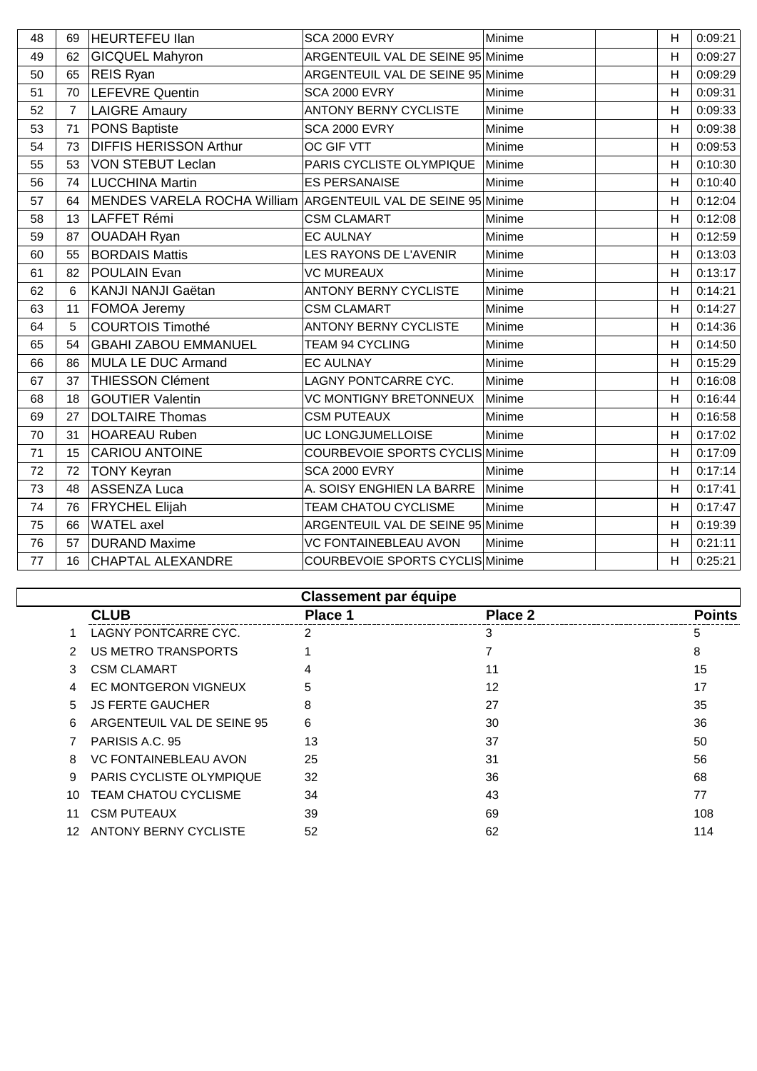| | | | | | | | |
|---|---|---|---|---|---|---|---|
| 48 | 69 | HEURTEFEU Ilan | SCA 2000 EVRY | Minime | | H | 0:09:21 |
| 49 | 62 | GICQUEL Mahyron | ARGENTEUIL VAL DE SEINE 95 | Minime | | H | 0:09:27 |
| 50 | 65 | REIS Ryan | ARGENTEUIL VAL DE SEINE 95 | Minime | | H | 0:09:29 |
| 51 | 70 | LEFEVRE Quentin | SCA 2000 EVRY | Minime | | H | 0:09:31 |
| 52 | 7 | LAIGRE Amaury | ANTONY BERNY CYCLISTE | Minime | | H | 0:09:33 |
| 53 | 71 | PONS Baptiste | SCA 2000 EVRY | Minime | | H | 0:09:38 |
| 54 | 73 | DIFFIS HERISSON Arthur | OC GIF VTT | Minime | | H | 0:09:53 |
| 55 | 53 | VON STEBUT Leclan | PARIS CYCLISTE OLYMPIQUE | Minime | | H | 0:10:30 |
| 56 | 74 | LUCCHINA Martin | ES PERSANAISE | Minime | | H | 0:10:40 |
| 57 | 64 | MENDES VARELA ROCHA William | ARGENTEUIL VAL DE SEINE 95 | Minime | | H | 0:12:04 |
| 58 | 13 | LAFFET Rémi | CSM CLAMART | Minime | | H | 0:12:08 |
| 59 | 87 | OUADAH Ryan | EC AULNAY | Minime | | H | 0:12:59 |
| 60 | 55 | BORDAIS Mattis | LES RAYONS DE L'AVENIR | Minime | | H | 0:13:03 |
| 61 | 82 | POULAIN Evan | VC MUREAUX | Minime | | H | 0:13:17 |
| 62 | 6 | KANJI NANJI Gaëtan | ANTONY BERNY CYCLISTE | Minime | | H | 0:14:21 |
| 63 | 11 | FOMOA Jeremy | CSM CLAMART | Minime | | H | 0:14:27 |
| 64 | 5 | COURTOIS Timothé | ANTONY BERNY CYCLISTE | Minime | | H | 0:14:36 |
| 65 | 54 | GBAHI ZABOU EMMANUEL | TEAM 94 CYCLING | Minime | | H | 0:14:50 |
| 66 | 86 | MULA LE DUC Armand | EC AULNAY | Minime | | H | 0:15:29 |
| 67 | 37 | THIESSON Clément | LAGNY PONTCARRE CYC. | Minime | | H | 0:16:08 |
| 68 | 18 | GOUTIER Valentin | VC MONTIGNY BRETONNEUX | Minime | | H | 0:16:44 |
| 69 | 27 | DOLTAIRE Thomas | CSM PUTEAUX | Minime | | H | 0:16:58 |
| 70 | 31 | HOAREAU Ruben | UC LONGJUMELLOISE | Minime | | H | 0:17:02 |
| 71 | 15 | CARIOU ANTOINE | COURBEVOIE SPORTS CYCLIS | Minime | | H | 0:17:09 |
| 72 | 72 | TONY Keyran | SCA 2000 EVRY | Minime | | H | 0:17:14 |
| 73 | 48 | ASSENZA Luca | A. SOISY ENGHIEN LA BARRE | Minime | | H | 0:17:41 |
| 74 | 76 | FRYCHEL Elijah | TEAM CHATOU CYCLISME | Minime | | H | 0:17:47 |
| 75 | 66 | WATEL axel | ARGENTEUIL VAL DE SEINE 95 | Minime | | H | 0:19:39 |
| 76 | 57 | DURAND Maxime | VC FONTAINEBLEAU AVON | Minime | | H | 0:21:11 |
| 77 | 16 | CHAPTAL ALEXANDRE | COURBEVOIE SPORTS CYCLIS | Minime | | H | 0:25:21 |

## Classement par équipe

| | CLUB | Place 1 | Place 2 | Points |
|---|---|---|---|---|
| 1 | LAGNY PONTCARRE CYC. | 2 | 3 | 5 |
| 2 | US METRO TRANSPORTS | 1 | 7 | 8 |
| 3 | CSM CLAMART | 4 | 11 | 15 |
| 4 | EC MONTGERON VIGNEUX | 5 | 12 | 17 |
| 5 | JS FERTE GAUCHER | 8 | 27 | 35 |
| 6 | ARGENTEUIL VAL DE SEINE 95 | 6 | 30 | 36 |
| 7 | PARISIS A.C. 95 | 13 | 37 | 50 |
| 8 | VC FONTAINEBLEAU AVON | 25 | 31 | 56 |
| 9 | PARIS CYCLISTE OLYMPIQUE | 32 | 36 | 68 |
| 10 | TEAM CHATOU CYCLISME | 34 | 43 | 77 |
| 11 | CSM PUTEAUX | 39 | 69 | 108 |
| 12 | ANTONY BERNY CYCLISTE | 52 | 62 | 114 |